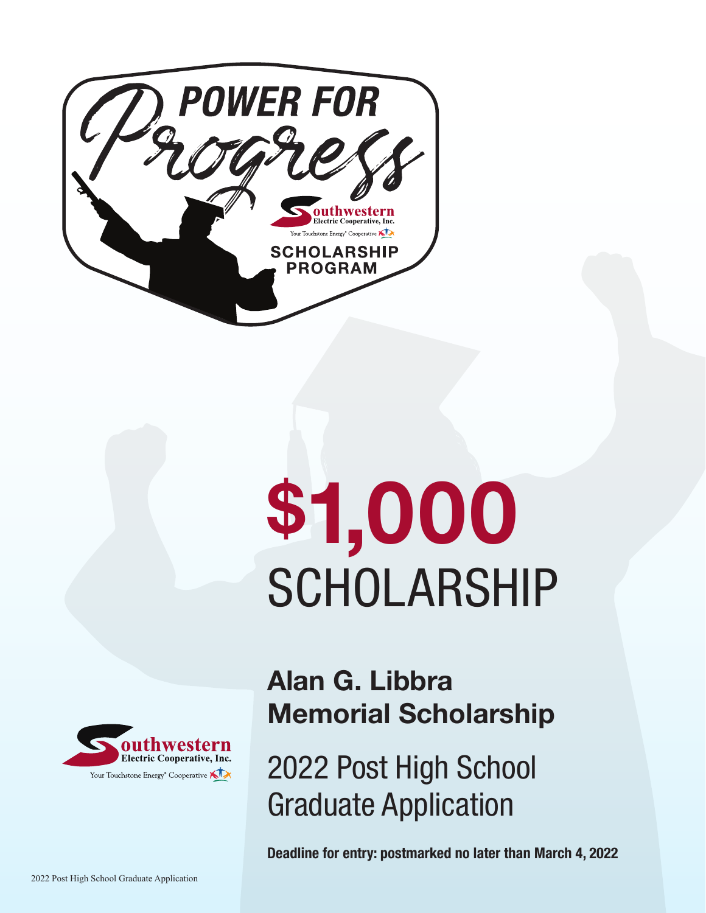POWER FOR Progress

Southwestern Electric Cooperative, Inc.

Your Touchstone Energy® Cooperative

SCHOLARSHIP PROGRAM

# $1,000 SCHOLARSHIP

## Alan G. Libbra Memorial Scholarship

Southwestern Electric Cooperative, Inc.

Your Touchstone Energy® Cooperative

## 2022 Post High School Graduate Application

**Deadline for entry: postmarked no later than March 4, 2022**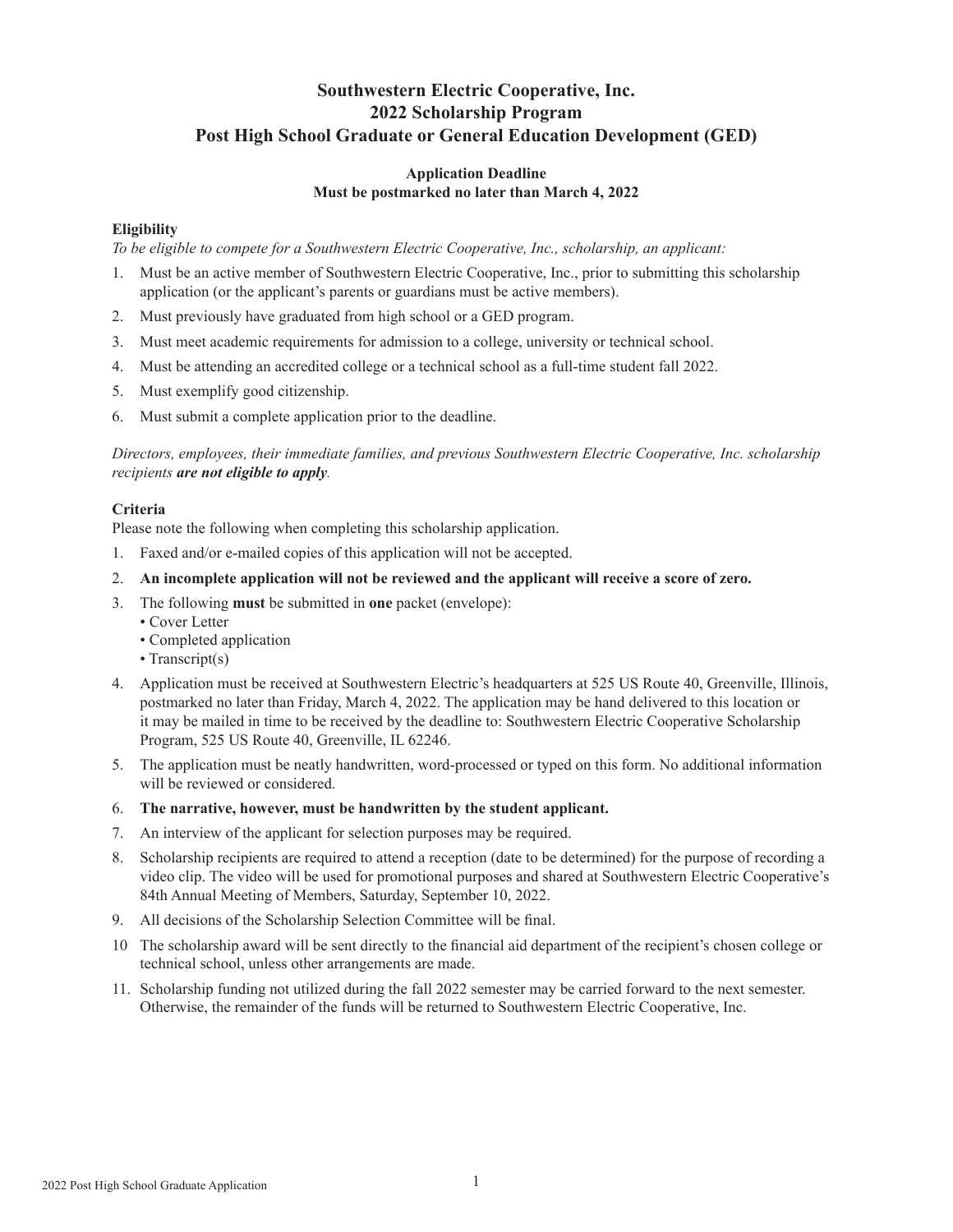# Southwestern Electric Cooperative, Inc.
# 2022 Scholarship Program
# Post High School Graduate or General Education Development (GED)

**Application Deadline**
**Must be postmarked no later than March 4, 2022**

**Eligibility**

*To be eligible to compete for a Southwestern Electric Cooperative, Inc., scholarship, an applicant:*

1. Must be an active member of Southwestern Electric Cooperative, Inc., prior to submitting this scholarship application (or the applicant's parents or guardians must be active members).
2. Must previously have graduated from high school or a GED program.
3. Must meet academic requirements for admission to a college, university or technical school.
4. Must be attending an accredited college or a technical school as a full-time student fall 2022.
5. Must exemplify good citizenship.
6. Must submit a complete application prior to the deadline.

*Directors, employees, their immediate families, and previous Southwestern Electric Cooperative, Inc. scholarship recipients* ***are not eligible to apply****.*

**Criteria**

Please note the following when completing this scholarship application.

1. Faxed and/or e-mailed copies of this application will not be accepted.
2. **An incomplete application will not be reviewed and the applicant will receive a score of zero.**
3. The following **must** be submitted in **one** packet (envelope):
   - Cover Letter
   - Completed application
   - Transcript(s)
4. Application must be received at Southwestern Electric's headquarters at 525 US Route 40, Greenville, Illinois, postmarked no later than Friday, March 4, 2022. The application may be hand delivered to this location or it may be mailed in time to be received by the deadline to: Southwestern Electric Cooperative Scholarship Program, 525 US Route 40, Greenville, IL 62246.
5. The application must be neatly handwritten, word-processed or typed on this form. No additional information will be reviewed or considered.
6. **The narrative, however, must be handwritten by the student applicant.**
7. An interview of the applicant for selection purposes may be required.
8. Scholarship recipients are required to attend a reception (date to be determined) for the purpose of recording a video clip. The video will be used for promotional purposes and shared at Southwestern Electric Cooperative's 84th Annual Meeting of Members, Saturday, September 10, 2022.
9. All decisions of the Scholarship Selection Committee will be final.
10. The scholarship award will be sent directly to the financial aid department of the recipient's chosen college or technical school, unless other arrangements are made.
11. Scholarship funding not utilized during the fall 2022 semester may be carried forward to the next semester. Otherwise, the remainder of the funds will be returned to Southwestern Electric Cooperative, Inc.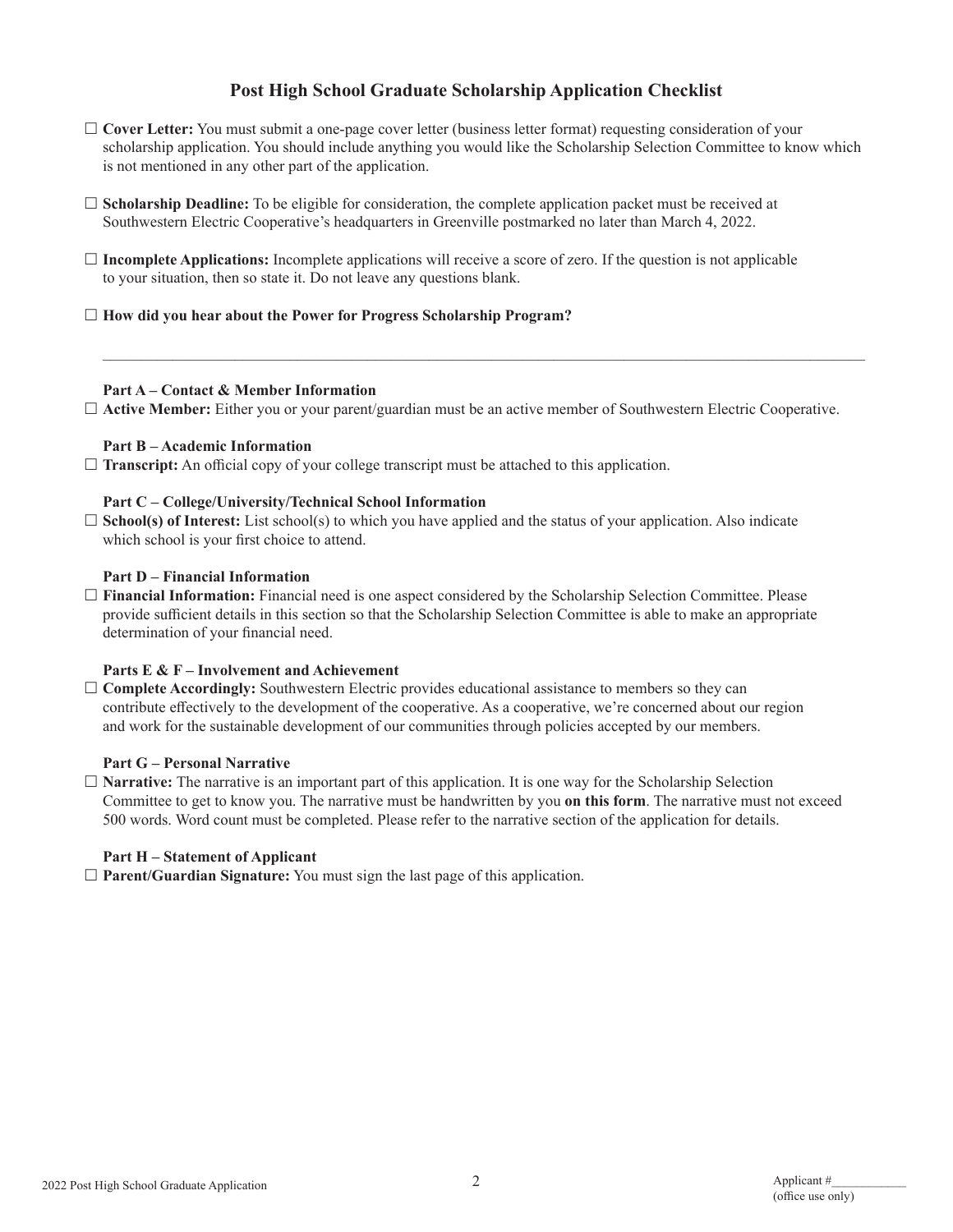## Post High School Graduate Scholarship Application Checklist

☐ **Cover Letter:** You must submit a one-page cover letter (business letter format) requesting consideration of your scholarship application. You should include anything you would like the Scholarship Selection Committee to know which is not mentioned in any other part of the application.

☐ **Scholarship Deadline:** To be eligible for consideration, the complete application packet must be received at Southwestern Electric Cooperative's headquarters in Greenville postmarked no later than March 4, 2022.

☐ **Incomplete Applications:** Incomplete applications will receive a score of zero. If the question is not applicable to your situation, then so state it. Do not leave any questions blank.

☐ **How did you hear about the Power for Progress Scholarship Program?**

______________________________________________________________________________

**Part A – Contact & Member Information**

☐ **Active Member:** Either you or your parent/guardian must be an active member of Southwestern Electric Cooperative.

**Part B – Academic Information**

☐ **Transcript:** An official copy of your college transcript must be attached to this application.

**Part C – College/University/Technical School Information**

☐ **School(s) of Interest:** List school(s) to which you have applied and the status of your application. Also indicate which school is your first choice to attend.

**Part D – Financial Information**

☐ **Financial Information:** Financial need is one aspect considered by the Scholarship Selection Committee. Please provide sufficient details in this section so that the Scholarship Selection Committee is able to make an appropriate determination of your financial need.

**Parts E & F – Involvement and Achievement**

☐ **Complete Accordingly:** Southwestern Electric provides educational assistance to members so they can contribute effectively to the development of the cooperative. As a cooperative, we're concerned about our region and work for the sustainable development of our communities through policies accepted by our members.

**Part G – Personal Narrative**

☐ **Narrative:** The narrative is an important part of this application. It is one way for the Scholarship Selection Committee to get to know you. The narrative must be handwritten by you **on this form**. The narrative must not exceed 500 words. Word count must be completed. Please refer to the narrative section of the application for details.

**Part H – Statement of Applicant**

☐ **Parent/Guardian Signature:** You must sign the last page of this application.

Applicant #____________
(office use only)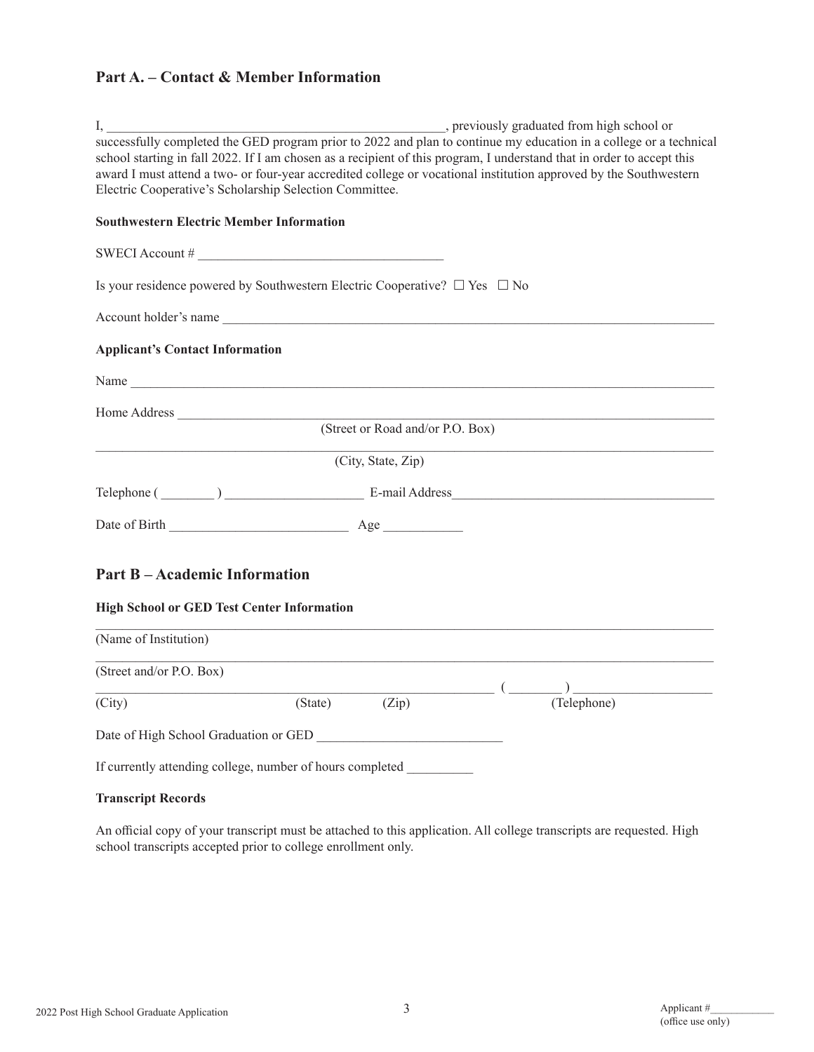## Part A. – Contact & Member Information

I, ________________________________________________, previously graduated from high school or successfully completed the GED program prior to 2022 and plan to continue my education in a college or a technical school starting in fall 2022. If I am chosen as a recipient of this program, I understand that in order to accept this award I must attend a two- or four-year accredited college or vocational institution approved by the Southwestern Electric Cooperative's Scholarship Selection Committee.

**Southwestern Electric Member Information**

SWECI Account # ___________________________________

Is your residence powered by Southwestern Electric Cooperative? ☐ Yes ☐ No

Account holder's name ___________________________________________________________________________

**Applicant's Contact Information**

Name ___________________________________________________________________________________________

Home Address ____________________________________________________________________________________
(Street or Road and/or P.O. Box)

_________________________________________________________________________________________________
(City, State, Zip)

Telephone ( ________ ) ____________________ E-mail Address______________________________________

Date of Birth __________________________ Age ___________

## Part B – Academic Information

**High School or GED Test Center Information**

_________________________________________________________________________________________________
(Name of Institution)

_________________________________________________________________________________________________
(Street and/or P.O. Box)

______________________________________________________________ ( ________ ) ____________________
(City) (State) (Zip) (Telephone)

Date of High School Graduation or GED ___________________________

If currently attending college, number of hours completed __________

**Transcript Records**

An official copy of your transcript must be attached to this application. All college transcripts are requested. High school transcripts accepted prior to college enrollment only.

Applicant #___________
(office use only)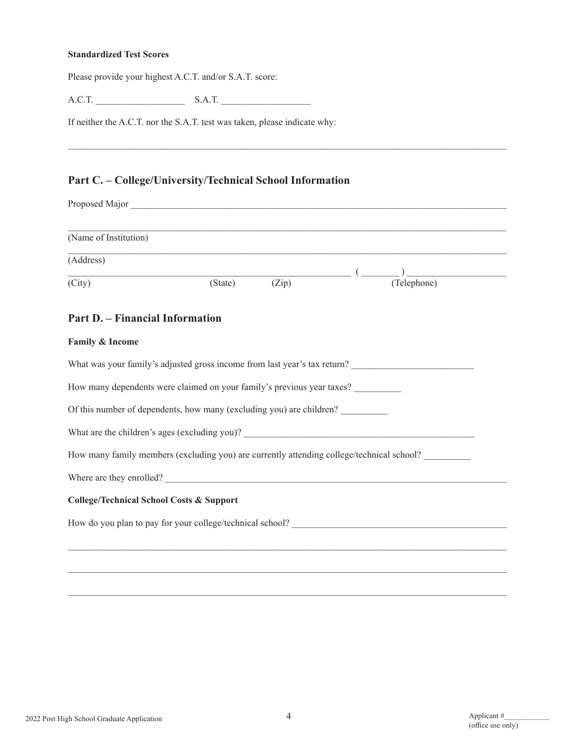**Standardized Test Scores**

Please provide your highest A.C.T. and/or S.A.T. score:

A.C.T. ___________________ S.A.T. ___________________

If neither the A.C.T. nor the S.A.T. test was taken, please indicate why:

_____________________________________________________________________________________________

## Part C. – College/University/Technical School Information

Proposed Major _______________________________________________________________________________

_____________________________________________________________________________________________
(Name of Institution)

_____________________________________________________________________________________________
(Address)

_________________________________________________________ ( ________ ) ____________________
(City) (State) (Zip) (Telephone)

## Part D. – Financial Information

**Family & Income**

What was your family's adjusted gross income from last year's tax return? __________________________

How many dependents were claimed on your family's previous year taxes? __________

Of this number of dependents, how many (excluding you) are children? __________

What are the children's ages (excluding you)? _______________________________________________

How many family members (excluding you) are currently attending college/technical school? __________

Where are they enrolled? _____________________________________________________________________

**College/Technical School Costs & Support**

How do you plan to pay for your college/technical school? _______________________________________________

_____________________________________________________________________________________________

_____________________________________________________________________________________________

_____________________________________________________________________________________________

Applicant #____________
(office use only)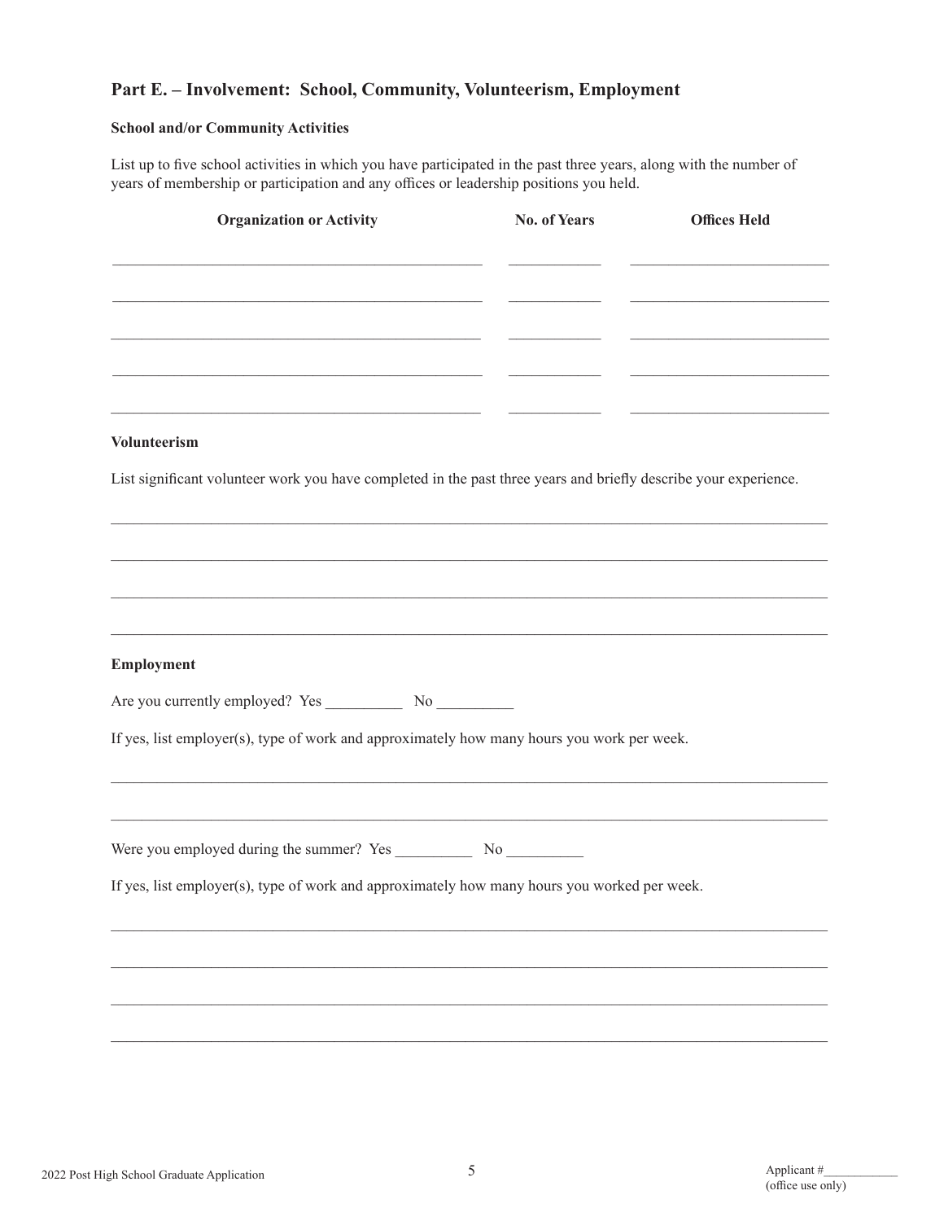## Part E. – Involvement: School, Community, Volunteerism, Employment

**School and/or Community Activities**

List up to five school activities in which you have participated in the past three years, along with the number of years of membership or participation and any offices or leadership positions you held.

| Organization or Activity | No. of Years | Offices Held |
|---|---|---|
| | | |
| | | |
| | | |
| | | |
| | | |

**Volunteerism**

List significant volunteer work you have completed in the past three years and briefly describe your experience.

______________________________________________________________________________

______________________________________________________________________________

______________________________________________________________________________

______________________________________________________________________________

**Employment**

Are you currently employed? Yes __________ No __________

If yes, list employer(s), type of work and approximately how many hours you work per week.

______________________________________________________________________________

______________________________________________________________________________

Were you employed during the summer? Yes __________ No __________

If yes, list employer(s), type of work and approximately how many hours you worked per week.

______________________________________________________________________________

______________________________________________________________________________

______________________________________________________________________________

______________________________________________________________________________

Applicant #____________ (office use only)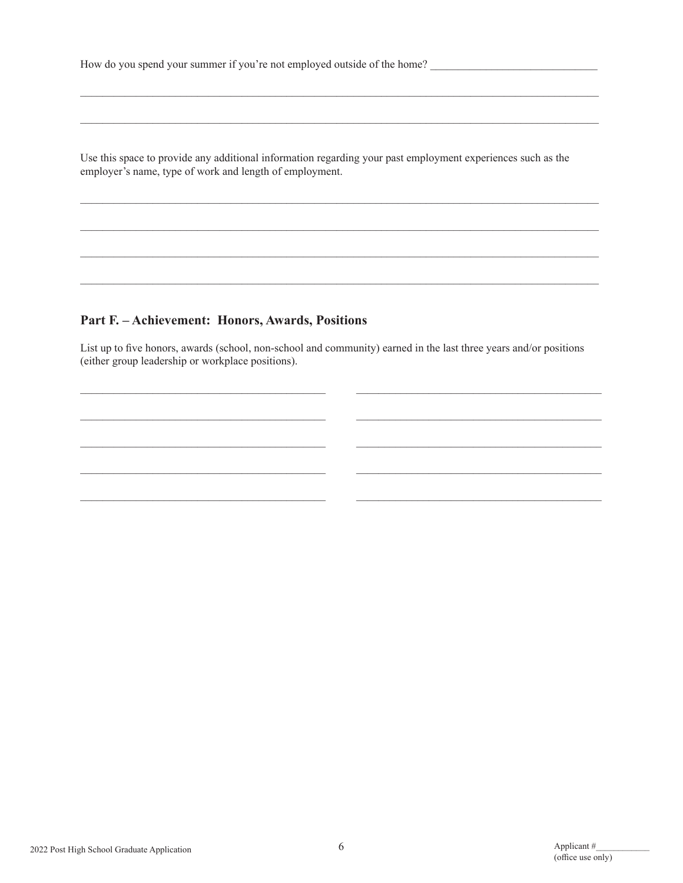How do you spend your summer if you're not employed outside of the home? ______________________________

_____________________________________________________________________________________________

_____________________________________________________________________________________________

Use this space to provide any additional information regarding your past employment experiences such as the employer's name, type of work and length of employment.

_____________________________________________________________________________________________

_____________________________________________________________________________________________

_____________________________________________________________________________________________

_____________________________________________________________________________________________

## Part F. – Achievement: Honors, Awards, Positions

List up to five honors, awards (school, non-school and community) earned in the last three years and/or positions (either group leadership or workplace positions).

_____________________________________________ _____________________________________________

_____________________________________________ _____________________________________________

_____________________________________________ _____________________________________________

_____________________________________________ _____________________________________________

_____________________________________________ _____________________________________________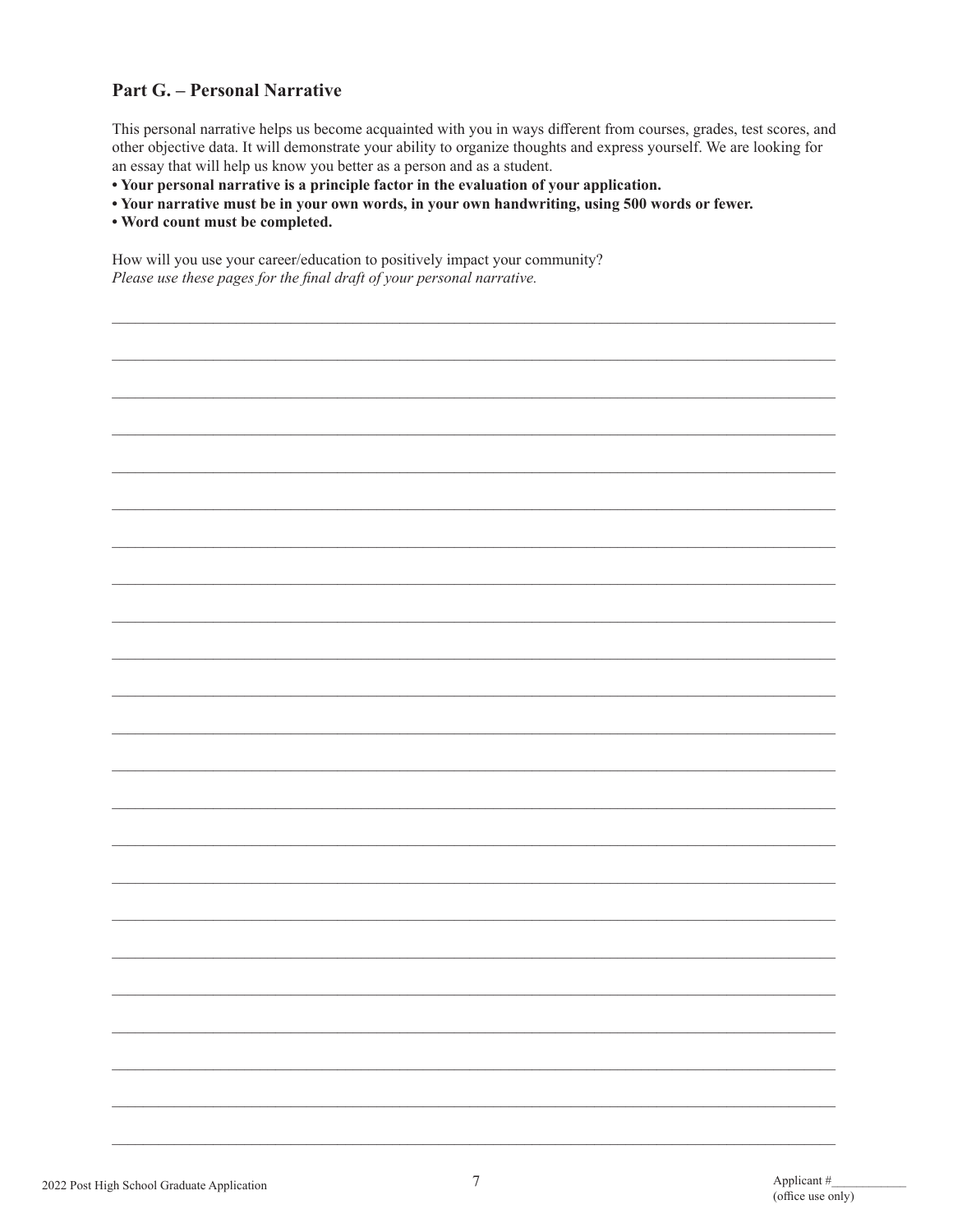## Part G. – Personal Narrative

This personal narrative helps us become acquainted with you in ways different from courses, grades, test scores, and other objective data. It will demonstrate your ability to organize thoughts and express yourself. We are looking for an essay that will help us know you better as a person and as a student.

- **Your personal narrative is a principle factor in the evaluation of your application.**
- **Your narrative must be in your own words, in your own handwriting, using 500 words or fewer.**
- **Word count must be completed.**

How will you use your career/education to positively impact your community?
*Please use these pages for the final draft of your personal narrative.*

________________________________________________________________________________

________________________________________________________________________________

________________________________________________________________________________

________________________________________________________________________________

________________________________________________________________________________

________________________________________________________________________________

________________________________________________________________________________

________________________________________________________________________________

________________________________________________________________________________

________________________________________________________________________________

________________________________________________________________________________

________________________________________________________________________________

________________________________________________________________________________

________________________________________________________________________________

________________________________________________________________________________

________________________________________________________________________________

________________________________________________________________________________

________________________________________________________________________________

________________________________________________________________________________

________________________________________________________________________________

________________________________________________________________________________

________________________________________________________________________________

________________________________________________________________________________

________________________________________________________________________________

Applicant #____________
(office use only)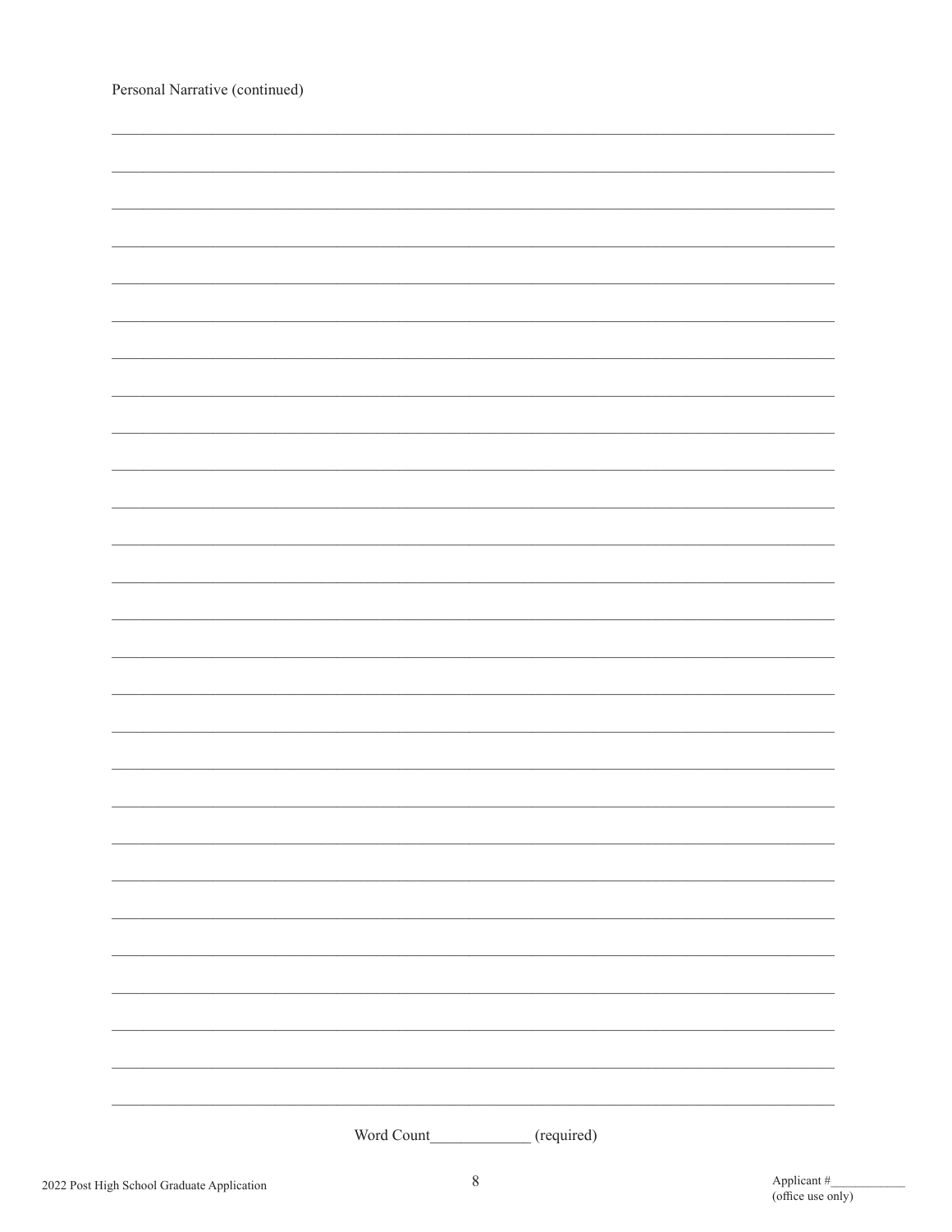Personal Narrative (continued)

Word Count_____________ (required)

Applicant #____________
(office use only)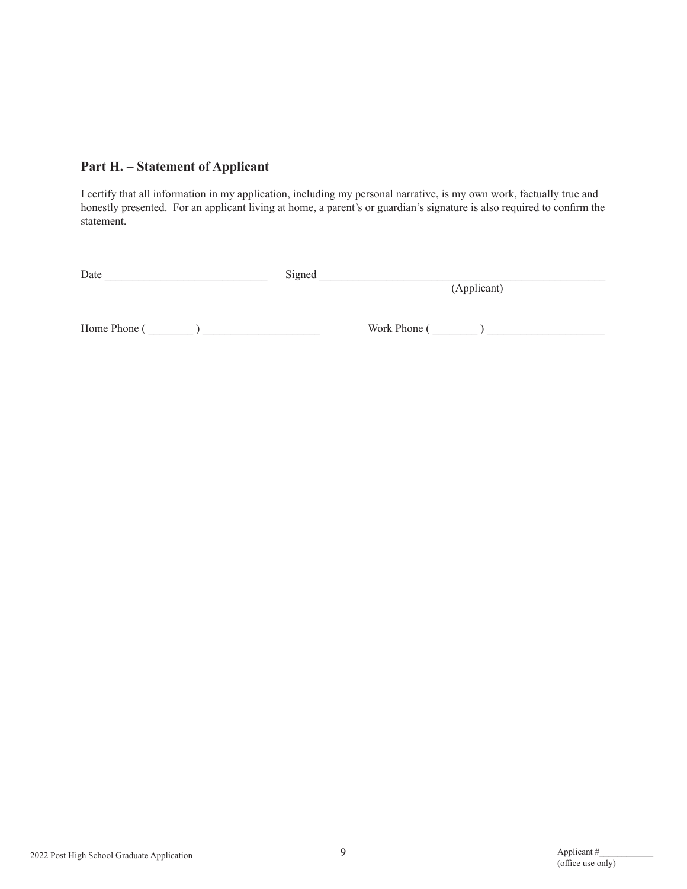## Part H. – Statement of Applicant

I certify that all information in my application, including my personal narrative, is my own work, factually true and honestly presented. For an applicant living at home, a parent's or guardian's signature is also required to confirm the statement.

Date ____________________________ Signed ____________________________________________________

(Applicant)

Home Phone ( ________ ) ____________________ Work Phone ( ________ ) ____________________

Applicant #____________
(office use only)